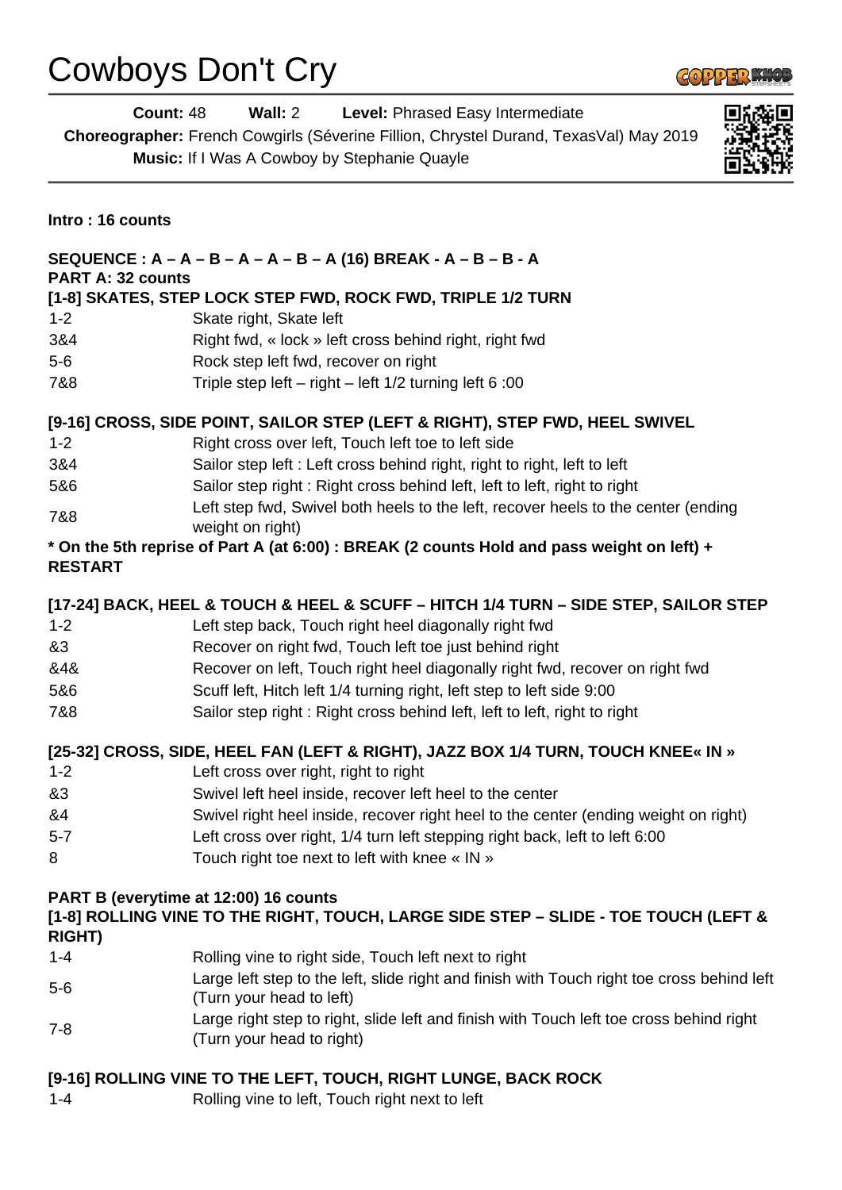# Cowboys Don't Cry

**Count:** 48 **Wall:** 2 **Level:** Phrased Easy Intermediate

**Choreographer:** French Cowgirls (Séverine Fillion, Chrystel Durand, TexasVal) May 2019

**Music:** If I Was A Cowboy by Stephanie Quayle

**Intro : 16 counts**

**SEQUENCE : A – A – B – A – A – B – A (16) BREAK - A – B – B - A**

**PART A: 32 counts**

**[1-8] SKATES, STEP LOCK STEP FWD, ROCK FWD, TRIPLE 1/2 TURN**

| | |
|---|---|
| 1-2 | Skate right, Skate left |
| 3&4 | Right fwd, « lock » left cross behind right, right fwd |
| 5-6 | Rock step left fwd, recover on right |
| 7&8 | Triple step left – right – left 1/2 turning left 6 :00 |

**[9-16] CROSS, SIDE POINT, SAILOR STEP (LEFT & RIGHT), STEP FWD, HEEL SWIVEL**

| | |
|---|---|
| 1-2 | Right cross over left, Touch left toe to left side |
| 3&4 | Sailor step left : Left cross behind right, right to right, left to left |
| 5&6 | Sailor step right : Right cross behind left, left to left, right to right |
| 7&8 | Left step fwd, Swivel both heels to the left, recover heels to the center (ending weight on right) |

**\* On the 5th reprise of Part A (at 6:00) : BREAK (2 counts Hold and pass weight on left) + RESTART**

**[17-24] BACK, HEEL & TOUCH & HEEL & SCUFF – HITCH 1/4 TURN – SIDE STEP, SAILOR STEP**

| | |
|---|---|
| 1-2 | Left step back, Touch right heel diagonally right fwd |
| &3 | Recover on right fwd, Touch left toe just behind right |
| &4& | Recover on left, Touch right heel diagonally right fwd, recover on right fwd |
| 5&6 | Scuff left, Hitch left 1/4 turning right, left step to left side 9:00 |
| 7&8 | Sailor step right : Right cross behind left, left to left, right to right |

**[25-32] CROSS, SIDE, HEEL FAN (LEFT & RIGHT), JAZZ BOX 1/4 TURN, TOUCH KNEE« IN »**

| | |
|---|---|
| 1-2 | Left cross over right, right to right |
| &3 | Swivel left heel inside, recover left heel to the center |
| &4 | Swivel right heel inside, recover right heel to the center (ending weight on right) |
| 5-7 | Left cross over right, 1/4 turn left stepping right back, left to left 6:00 |
| 8 | Touch right toe next to left with knee « IN » |

**PART B (everytime at 12:00) 16 counts**

**[1-8] ROLLING VINE TO THE RIGHT, TOUCH, LARGE SIDE STEP – SLIDE - TOE TOUCH (LEFT & RIGHT)**

| | |
|---|---|
| 1-4 | Rolling vine to right side, Touch left next to right |
| 5-6 | Large left step to the left, slide right and finish with Touch right toe cross behind left (Turn your head to left) |
| 7-8 | Large right step to right, slide left and finish with Touch left toe cross behind right (Turn your head to right) |

**[9-16] ROLLING VINE TO THE LEFT, TOUCH, RIGHT LUNGE, BACK ROCK**

| | |
|---|---|
| 1-4 | Rolling vine to left, Touch right next to left |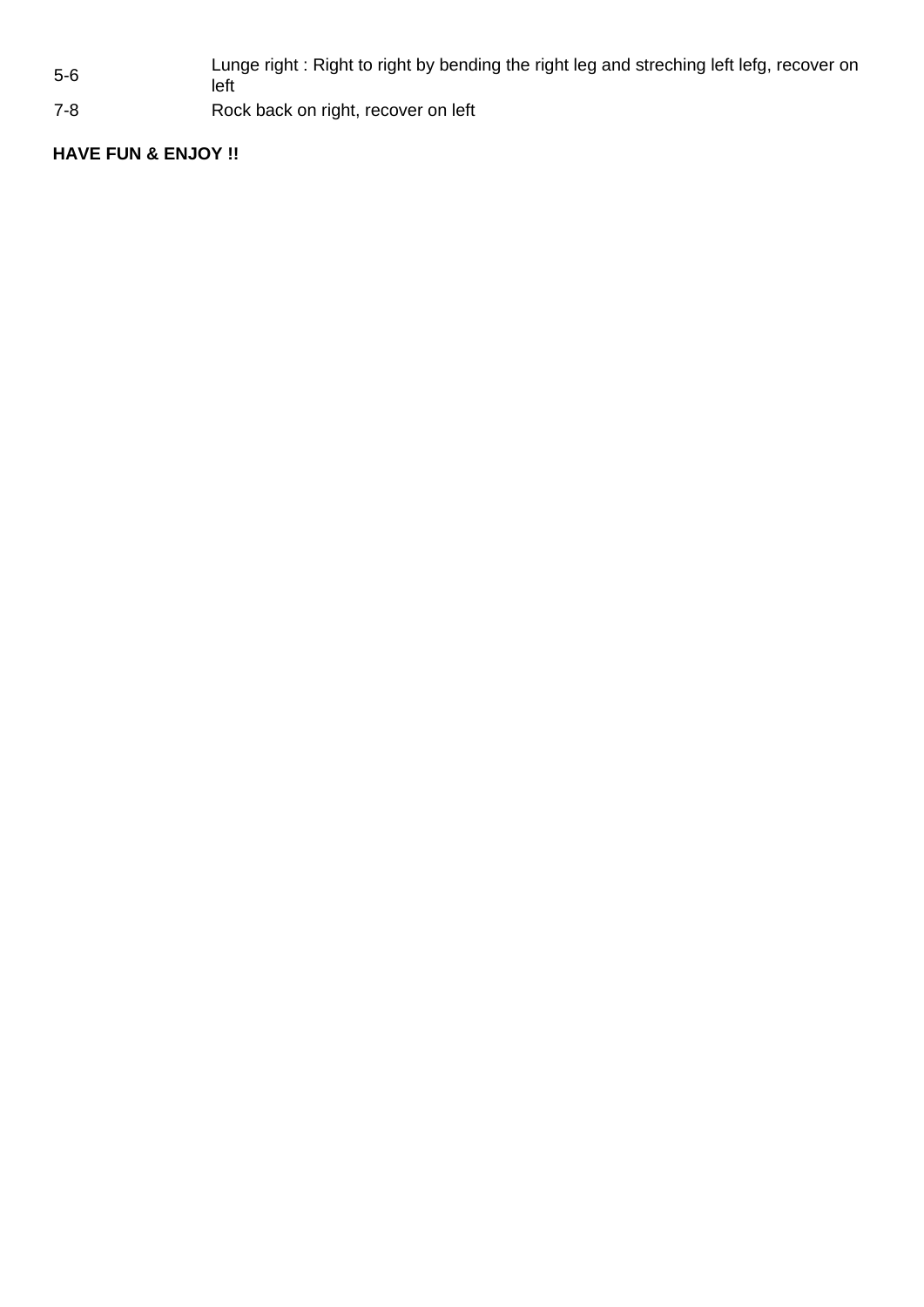| | |
|---|---|
| 5-6 | Lunge right : Right to right by bending the right leg and streching left lefg, recover on left |
| 7-8 | Rock back on right, recover on left |

**HAVE FUN & ENJOY !!**